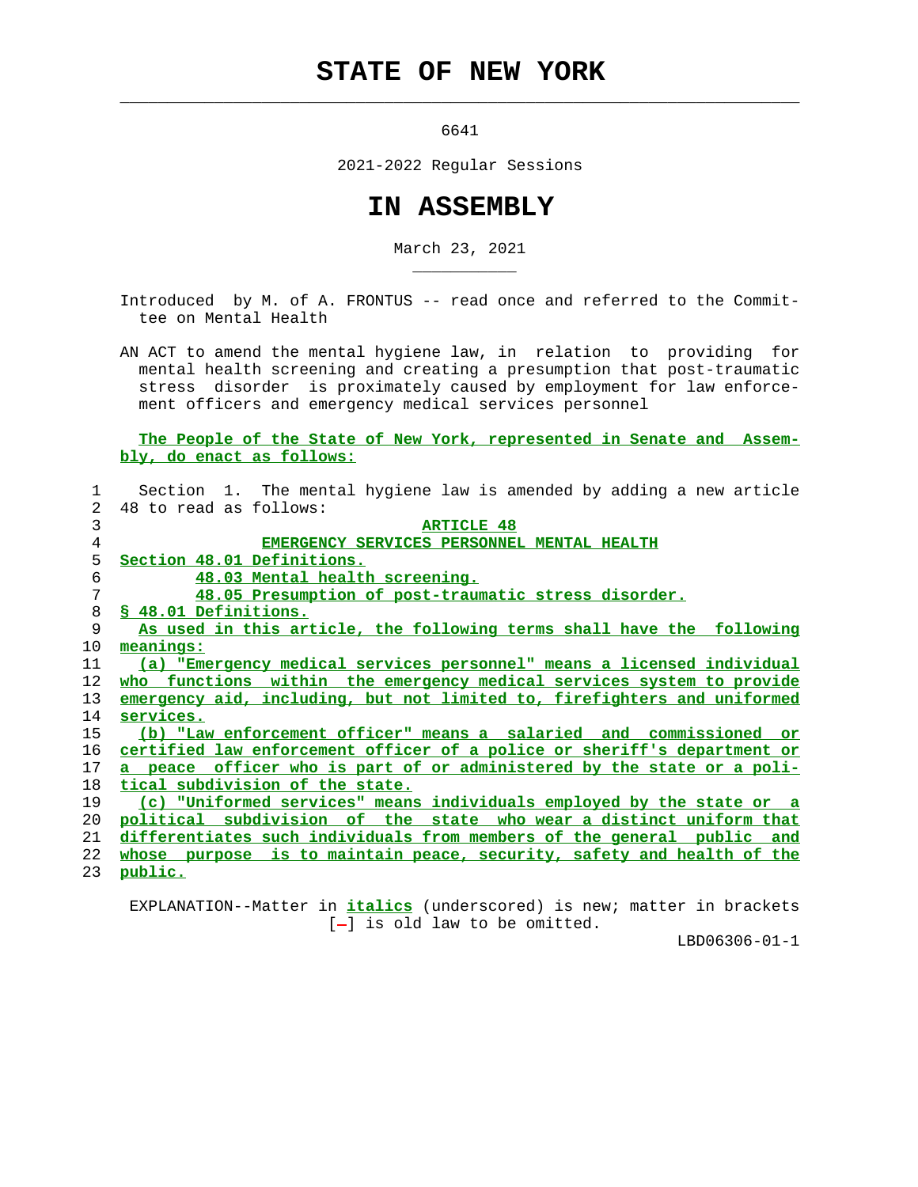# STATE OF NEW YORK

6641

2021-2022 Regular Sessions

# IN ASSEMBLY

March 23, 2021

Introduced by M. of A. FRONTUS -- read once and referred to the Committee on Mental Health

AN ACT to amend the mental hygiene law, in relation to providing for mental health screening and creating a presumption that post-traumatic stress disorder is proximately caused by employment for law enforcement officers and emergency medical services personnel

The People of the State of New York, represented in Senate and Assembly, do enact as follows:

Section 1. The mental hygiene law is amended by adding a new article 48 to read as follows:

ARTICLE 48

EMERGENCY SERVICES PERSONNEL MENTAL HEALTH

Section 48.01 Definitions.

48.03 Mental health screening.

48.05 Presumption of post-traumatic stress disorder.

§ 48.01 Definitions.

As used in this article, the following terms shall have the following meanings:

(a) "Emergency medical services personnel" means a licensed individual who functions within the emergency medical services system to provide emergency aid, including, but not limited to, firefighters and uniformed services.

(b) "Law enforcement officer" means a salaried and commissioned or certified law enforcement officer of a police or sheriff's department or a peace officer who is part of or administered by the state or a political subdivision of the state.

(c) "Uniformed services" means individuals employed by the state or a political subdivision of the state who wear a distinct uniform that differentiates such individuals from members of the general public and whose purpose is to maintain peace, security, safety and health of the public.

EXPLANATION--Matter in *italics* (underscored) is new; matter in brackets [-] is old law to be omitted.

LBD06306-01-1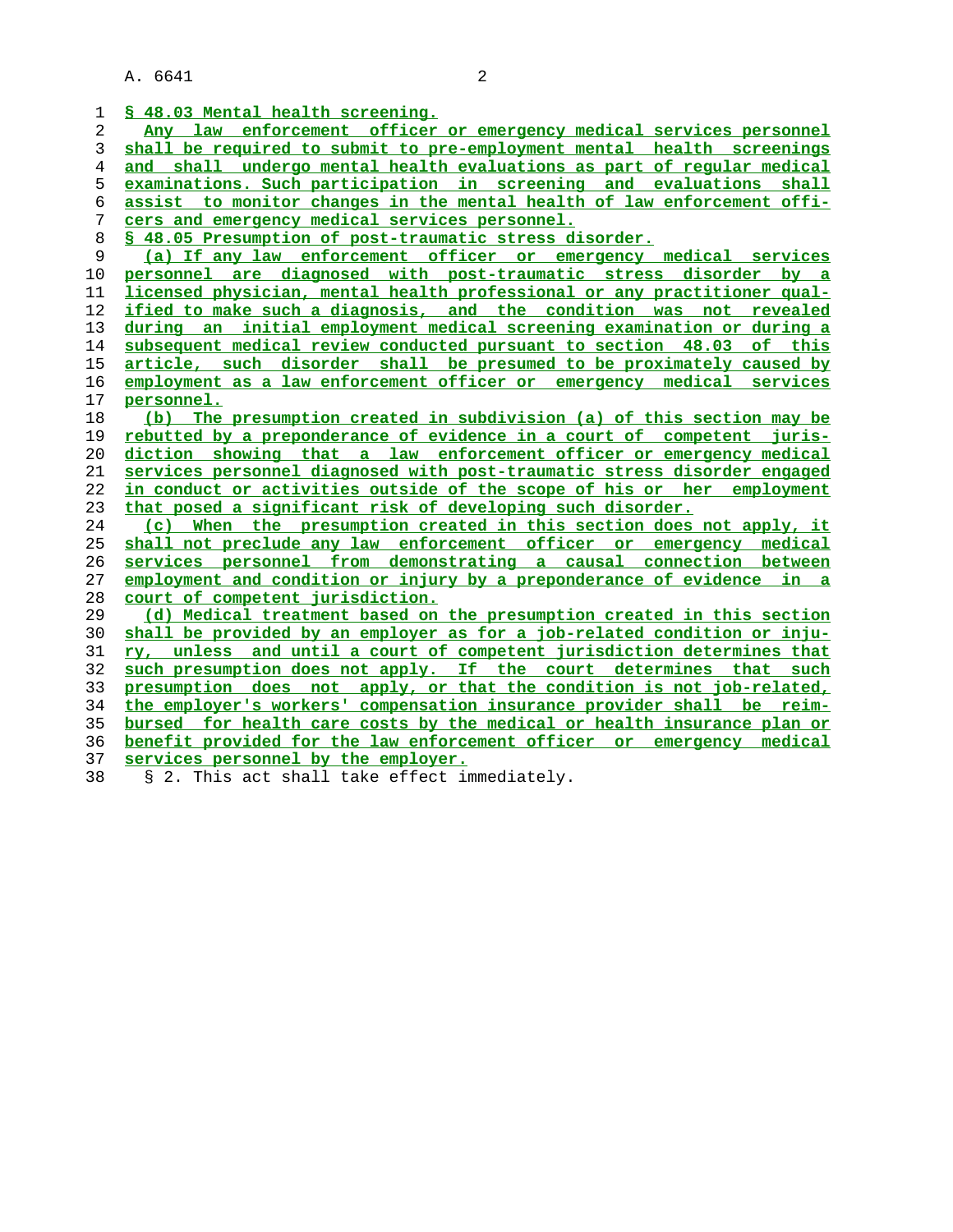§ 48.03 Mental health screening.

Any law enforcement officer or emergency medical services personnel shall be required to submit to pre-employment mental health screenings and shall undergo mental health evaluations as part of regular medical examinations. Such participation in screening and evaluations shall assist to monitor changes in the mental health of law enforcement officers and emergency medical services personnel.

§ 48.05 Presumption of post-traumatic stress disorder.

(a) If any law enforcement officer or emergency medical services personnel are diagnosed with post-traumatic stress disorder by a licensed physician, mental health professional or any practitioner qualified to make such a diagnosis, and the condition was not revealed during an initial employment medical screening examination or during a subsequent medical review conducted pursuant to section 48.03 of this article, such disorder shall be presumed to be proximately caused by employment as a law enforcement officer or emergency medical services personnel.

(b) The presumption created in subdivision (a) of this section may be rebutted by a preponderance of evidence in a court of competent jurisdiction showing that a law enforcement officer or emergency medical services personnel diagnosed with post-traumatic stress disorder engaged in conduct or activities outside of the scope of his or her employment that posed a significant risk of developing such disorder.

(c) When the presumption created in this section does not apply, it shall not preclude any law enforcement officer or emergency medical services personnel from demonstrating a causal connection between employment and condition or injury by a preponderance of evidence in a court of competent jurisdiction.

(d) Medical treatment based on the presumption created in this section shall be provided by an employer as for a job-related condition or injury, unless and until a court of competent jurisdiction determines that such presumption does not apply. If the court determines that such presumption does not apply, or that the condition is not job-related, the employer's workers' compensation insurance provider shall be reimbursed for health care costs by the medical or health insurance plan or benefit provided for the law enforcement officer or emergency medical services personnel by the employer.

§ 2. This act shall take effect immediately.